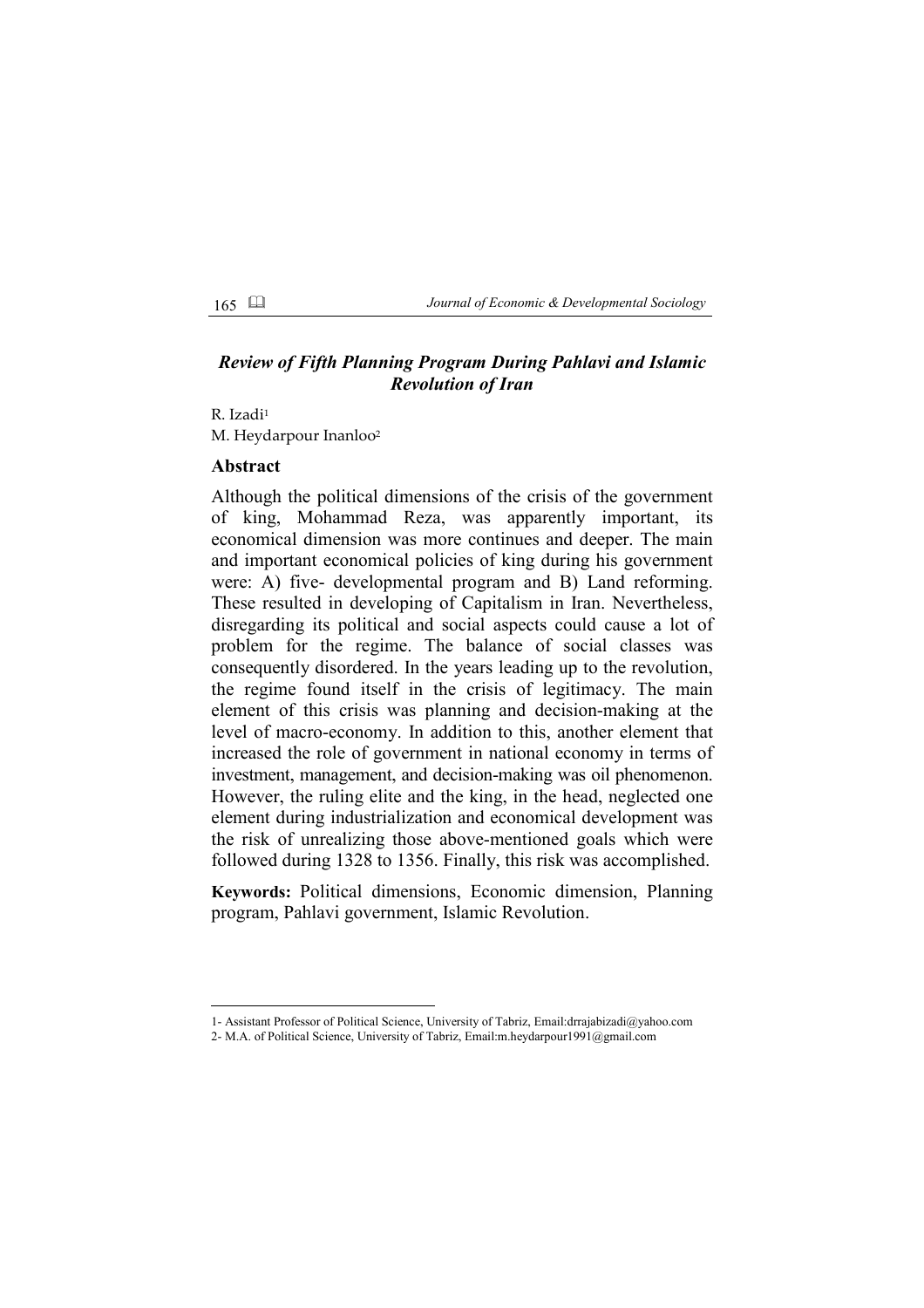# *Review of Fifth Planning Program During Pahlavi and Islamic Revolution of Iran*

R. Izadi[1]
M. Heydarpour Inanloo[2]

## Abstract

Although the political dimensions of the crisis of the government of king, Mohammad Reza, was apparently important, its economical dimension was more continues and deeper. The main and important economical policies of king during his government were: A) five- developmental program and B) Land reforming. These resulted in developing of Capitalism in Iran. Nevertheless, disregarding its political and social aspects could cause a lot of problem for the regime. The balance of social classes was consequently disordered. In the years leading up to the revolution, the regime found itself in the crisis of legitimacy. The main element of this crisis was planning and decision-making at the level of macro-economy. In addition to this, another element that increased the role of government in national economy in terms of investment, management, and decision-making was oil phenomenon. However, the ruling elite and the king, in the head, neglected one element during industrialization and economical development was the risk of unrealizing those above-mentioned goals which were followed during 1328 to 1356. Finally, this risk was accomplished.

**Keywords:** Political dimensions, Economic dimension, Planning program, Pahlavi government, Islamic Revolution.

---

1- Assistant Professor of Political Science, University of Tabriz, Email:drrajabizadi@yahoo.com

2- M.A. of Political Science, University of Tabriz, Email:m.heydarpour1991@gmail.com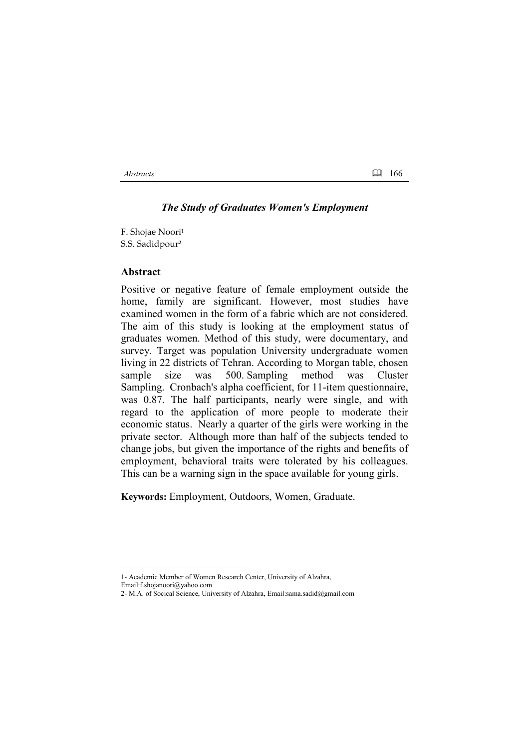## *The Study of Graduates Women's Employment*

F. Shojae Noori[1]
S.S. Sadidpour[2]

### Abstract

Positive or negative feature of female employment outside the home, family are significant. However, most studies have examined women in the form of a fabric which are not considered. The aim of this study is looking at the employment status of graduates women. Method of this study, were documentary, and survey. Target was population University undergraduate women living in 22 districts of Tehran. According to Morgan table, chosen sample size was 500. Sampling method was Cluster Sampling. Cronbach's alpha coefficient, for 11-item questionnaire, was 0.87. The half participants, nearly were single, and with regard to the application of more people to moderate their economic status. Nearly a quarter of the girls were working in the private sector. Although more than half of the subjects tended to change jobs, but given the importance of the rights and benefits of employment, behavioral traits were tolerated by his colleagues. This can be a warning sign in the space available for young girls.

**Keywords:** Employment, Outdoors, Women, Graduate.

---

1- Academic Member of Women Research Center, University of Alzahra, Email:f.shojanoori@yahoo.com

2- M.A. of Socical Science, University of Alzahra, Email:sama.sadid@gmail.com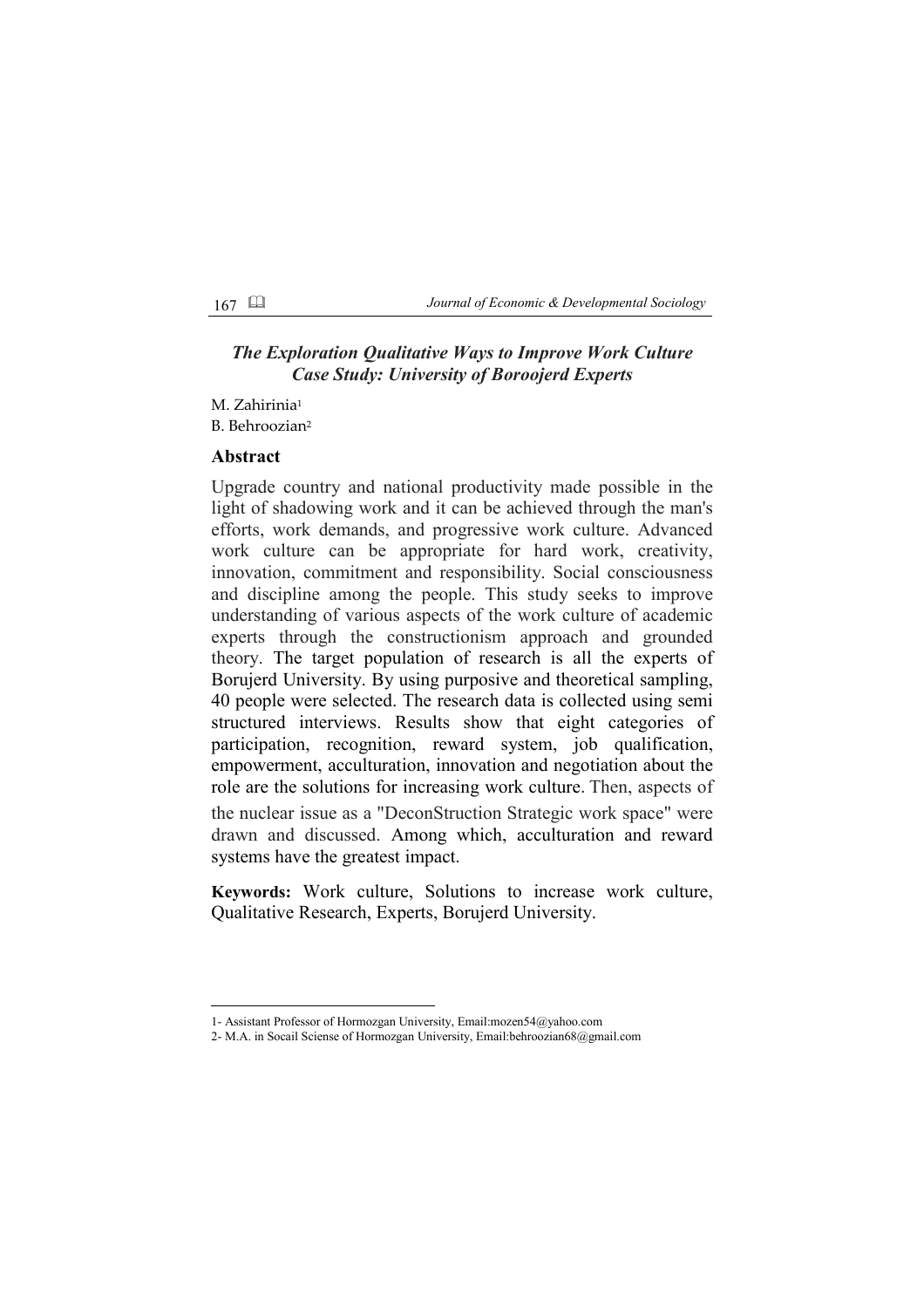## *The Exploration Qualitative Ways to Improve Work Culture Case Study: University of Boroojerd Experts*

M. Zahirinia[1]
B. Behroozian[2]

### Abstract

Upgrade country and national productivity made possible in the light of shadowing work and it can be achieved through the man's efforts, work demands, and progressive work culture. Advanced work culture can be appropriate for hard work, creativity, innovation, commitment and responsibility. Social consciousness and discipline among the people. This study seeks to improve understanding of various aspects of the work culture of academic experts through the constructionism approach and grounded theory. The target population of research is all the experts of Borujerd University. By using purposive and theoretical sampling, 40 people were selected. The research data is collected using semi structured interviews. Results show that eight categories of participation, recognition, reward system, job qualification, empowerment, acculturation, innovation and negotiation about the role are the solutions for increasing work culture. Then, aspects of the nuclear issue as a "DeconStruction Strategic work space" were drawn and discussed. Among which, acculturation and reward systems have the greatest impact.

**Keywords:** Work culture, Solutions to increase work culture, Qualitative Research, Experts, Borujerd University.

---

1- Assistant Professor of Hormozgan University, Email:mozen54@yahoo.com

2- M.A. in Socail Sciense of Hormozgan University, Email:behroozian68@gmail.com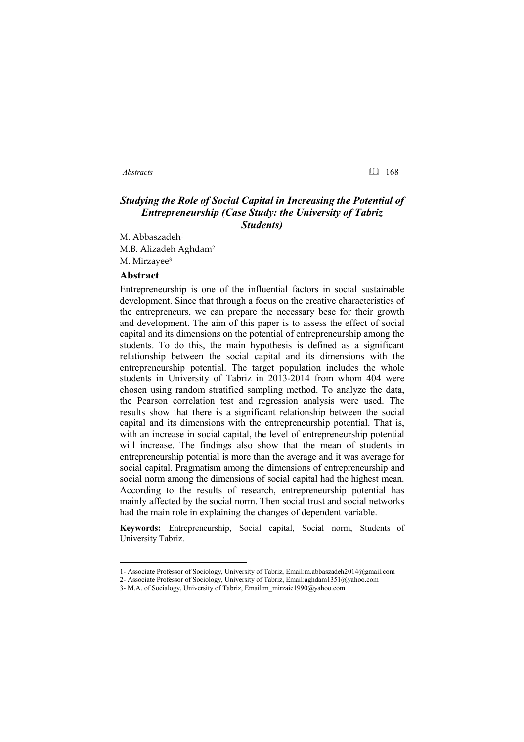## *Studying the Role of Social Capital in Increasing the Potential of Entrepreneurship (Case Study: the University of Tabriz Students)*

M. Abbaszadeh[1]
M.B. Alizadeh Aghdam[2]
M. Mirzayee[3]

### Abstract

Entrepreneurship is one of the influential factors in social sustainable development. Since that through a focus on the creative characteristics of the entrepreneurs, we can prepare the necessary bese for their growth and development. The aim of this paper is to assess the effect of social capital and its dimensions on the potential of entrepreneurship among the students. To do this, the main hypothesis is defined as a significant relationship between the social capital and its dimensions with the entrepreneurship potential. The target population includes the whole students in University of Tabriz in 2013-2014 from whom 404 were chosen using random stratified sampling method. To analyze the data, the Pearson correlation test and regression analysis were used. The results show that there is a significant relationship between the social capital and its dimensions with the entrepreneurship potential. That is, with an increase in social capital, the level of entrepreneurship potential will increase. The findings also show that the mean of students in entrepreneurship potential is more than the average and it was average for social capital. Pragmatism among the dimensions of entrepreneurship and social norm among the dimensions of social capital had the highest mean. According to the results of research, entrepreneurship potential has mainly affected by the social norm. Then social trust and social networks had the main role in explaining the changes of dependent variable.

**Keywords:** Entrepreneurship, Social capital, Social norm, Students of University Tabriz.

---

1- Associate Professor of Sociology, University of Tabriz, Email:m.abbaszadeh2014@gmail.com
2- Associate Professor of Sociology, University of Tabriz, Email:aghdam1351@yahoo.com
3- M.A. of Socialogy, University of Tabriz, Email:m_mirzaie1990@yahoo.com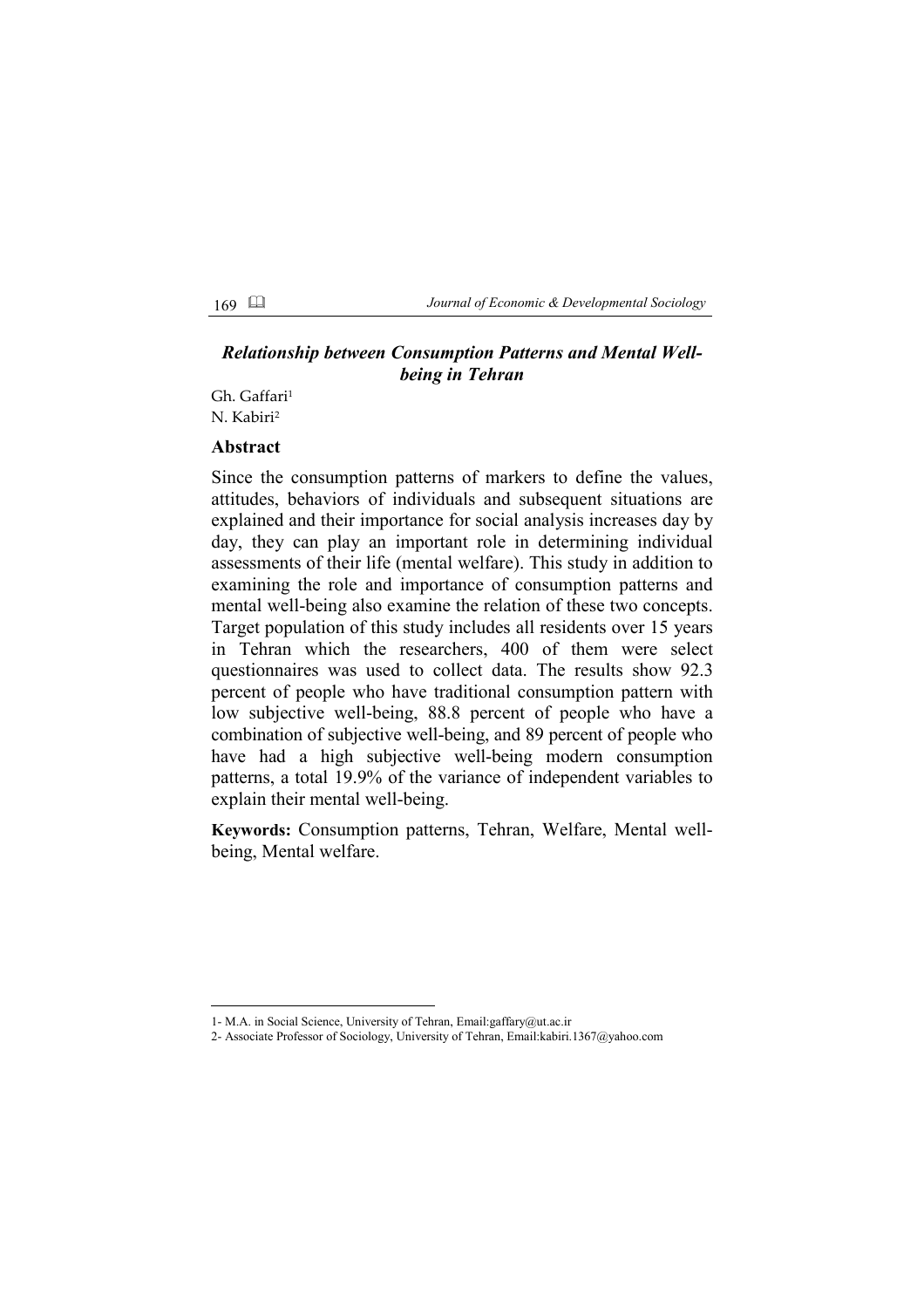## *Relationship between Consumption Patterns and Mental Well-being in Tehran*

Gh. Gaffari[1]
N. Kabiri[2]

### Abstract

Since the consumption patterns of markers to define the values, attitudes, behaviors of individuals and subsequent situations are explained and their importance for social analysis increases day by day, they can play an important role in determining individual assessments of their life (mental welfare). This study in addition to examining the role and importance of consumption patterns and mental well-being also examine the relation of these two concepts. Target population of this study includes all residents over 15 years in Tehran which the researchers, 400 of them were select questionnaires was used to collect data. The results show 92.3 percent of people who have traditional consumption pattern with low subjective well-being, 88.8 percent of people who have a combination of subjective well-being, and 89 percent of people who have had a high subjective well-being modern consumption patterns, a total 19.9% of the variance of independent variables to explain their mental well-being.

**Keywords:** Consumption patterns, Tehran, Welfare, Mental well-being, Mental welfare.

---

1- M.A. in Social Science, University of Tehran, Email:gaffary@ut.ac.ir

2- Associate Professor of Sociology, University of Tehran, Email:kabiri.1367@yahoo.com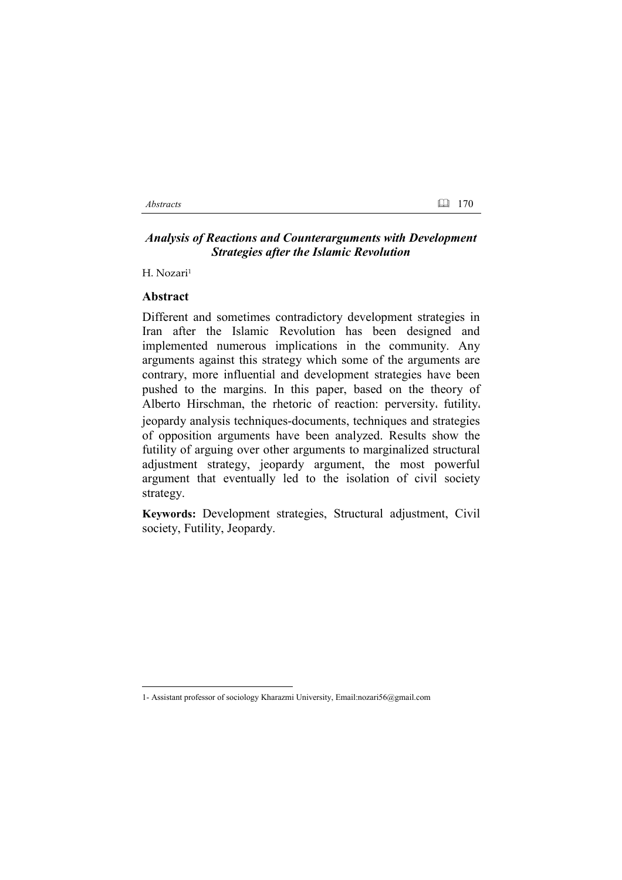## *Analysis of Reactions and Counterarguments with Development Strategies after the Islamic Revolution*

H. Nozari[1]

### Abstract

Different and sometimes contradictory development strategies in Iran after the Islamic Revolution has been designed and implemented numerous implications in the community. Any arguments against this strategy which some of the arguments are contrary, more influential and development strategies have been pushed to the margins. In this paper, based on the theory of Alberto Hirschman, the rhetoric of reaction: perversity، futility، jeopardy analysis techniques-documents, techniques and strategies of opposition arguments have been analyzed. Results show the futility of arguing over other arguments to marginalized structural adjustment strategy, jeopardy argument, the most powerful argument that eventually led to the isolation of civil society strategy.

**Keywords:** Development strategies, Structural adjustment, Civil society, Futility, Jeopardy.

---

1- Assistant professor of sociology Kharazmi University, Email:nozari56@gmail.com